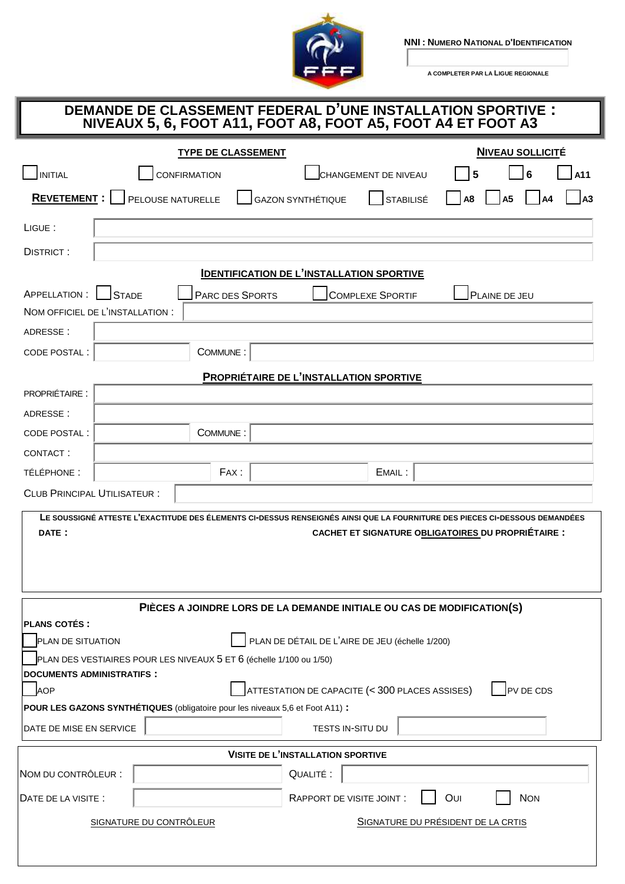**NNI : NUMERO NATIONAL D'IDENTIFICATION**

A COMPLETER PAR LA LIGUE REGIONALE

# DEMANDE DE CLASSEMENT FEDERAL D'UNE INSTALLATION SPORTIVE : NIVEAUX 5, 6, FOOT A11, FOOT A8, FOOT A5, FOOT A4 ET FOOT A3

**TYPE DE CLASSEMENT**

☐ INITIAL ☐ CONFIRMATION ☐ CHANGEMENT DE NIVEAU

**NIVEAU SOLLICITÉ**

☐ 5 ☐ 6 ☐ A11 ☐ A8 ☐ A5 ☐ A4 ☐ A3

**REVETEMENT :** ☐ PELOUSE NATURELLE ☐ GAZON SYNTHÉTIQUE ☐ STABILISÉ

LIGUE :

DISTRICT :

**IDENTIFICATION DE L'INSTALLATION SPORTIVE**

APPELLATION : ☐ STADE ☐ PARC DES SPORTS ☐ COMPLEXE SPORTIF ☐ PLAINE DE JEU

NOM OFFICIEL DE L'INSTALLATION :

ADRESSE :

CODE POSTAL : COMMUNE :

**PROPRIÉTAIRE DE L'INSTALLATION SPORTIVE**

PROPRIÉTAIRE :

ADRESSE :

CODE POSTAL : COMMUNE :

CONTACT :

TÉLÉPHONE : FAX : EMAIL :

CLUB PRINCIPAL UTILISATEUR :

**LE SOUSSIGNÉ ATTESTE L'EXACTITUDE DES ÉLEMENTS CI-DESSUS RENSEIGNÉS AINSI QUE LA FOURNITURE DES PIECES CI-DESSOUS DEMANDÉES**

**DATE :** **CACHET ET SIGNATURE OBLIGATOIRES DU PROPRIÉTAIRE :**

**PIÈCES A JOINDRE LORS DE LA DEMANDE INITIALE OU CAS DE MODIFICATION(S)**

**PLANS COTÉS :**

☐ PLAN DE SITUATION ☐ PLAN DE DÉTAIL DE L'AIRE DE JEU (échelle 1/200)

☐ PLAN DES VESTIAIRES POUR LES NIVEAUX 5 ET 6 (échelle 1/100 ou 1/50)

**DOCUMENTS ADMINISTRATIFS :**

☐ AOP ☐ ATTESTATION DE CAPACITE (< 300 PLACES ASSISES) ☐ PV DE CDS

**POUR LES GAZONS SYNTHÉTIQUES** (obligatoire pour les niveaux 5,6 et Foot A11) **:**

DATE DE MISE EN SERVICE TESTS IN-SITU DU

**VISITE DE L'INSTALLATION SPORTIVE**

NOM DU CONTRÔLEUR : QUALITÉ :

DATE DE LA VISITE : RAPPORT DE VISITE JOINT : ☐ OUI ☐ NON

SIGNATURE DU CONTRÔLEUR SIGNATURE DU PRÉSIDENT DE LA CRTIS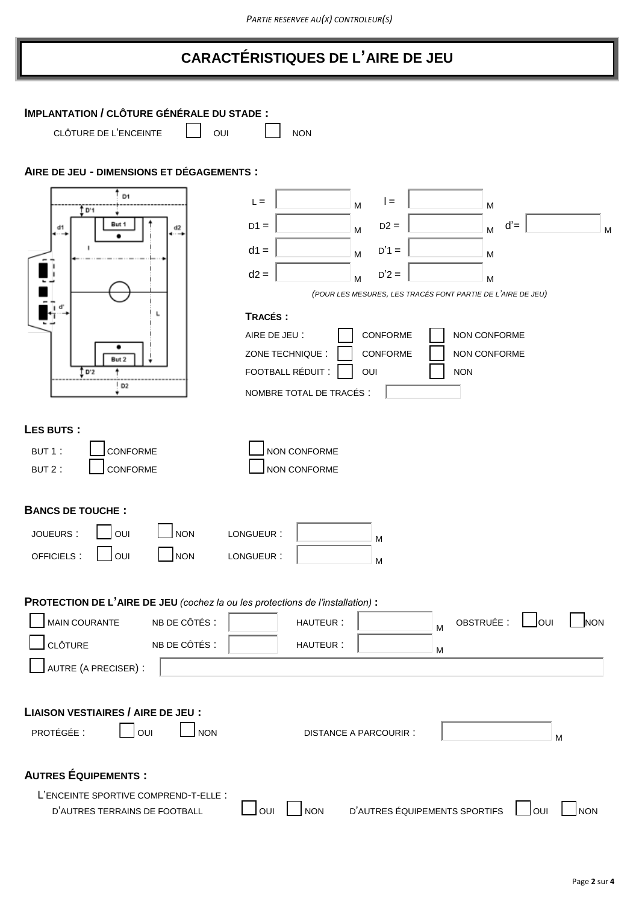*PARTIE RESERVEE AU(X) CONTROLEUR(S)*

# CARACTÉRISTIQUES DE L'AIRE DE JEU

## IMPLANTATION / CLÔTURE GÉNÉRALE DU STADE :

CLÔTURE DE L'ENCEINTE ☐ OUI ☐ NON

## AIRE DE JEU - DIMENSIONS ET DÉGAGEMENTS :

| | | | | | |
|---|---|---|---|---|---|
| L = | M | l = | M | | |
| D1 = | M | D2 = | M | d'= | M |
| d1 = | M | D'1 = | M | | |
| d2 = | M | D'2 = | M | | |

*(POUR LES MESURES, LES TRACÉS FONT PARTIE DE L'AIRE DE JEU)*

### TRACÉS :

AIRE DE JEU : ☐ CONFORME ☐ NON CONFORME

ZONE TECHNIQUE : ☐ CONFORME ☐ NON CONFORME

FOOTBALL RÉDUIT : ☐ OUI ☐ NON

NOMBRE TOTAL DE TRACÉS :

## LES BUTS :

BUT 1 : ☐ CONFORME ☐ NON CONFORME

BUT 2 : ☐ CONFORME ☐ NON CONFORME

## BANCS DE TOUCHE :

JOUEURS : ☐ OUI ☐ NON LONGUEUR : M

OFFICIELS : ☐ OUI ☐ NON LONGUEUR : M

## PROTECTION DE L'AIRE DE JEU *(cochez la ou les protections de l'installation)* :

☐ MAIN COURANTE NB DE CÔTÉS : HAUTEUR : M OBSTRUÉE : ☐ OUI ☐ NON

☐ CLÔTURE NB DE CÔTÉS : HAUTEUR : M

☐ AUTRE (A PRECISER) :

## LIAISON VESTIAIRES / AIRE DE JEU :

PROTÉGÉE : ☐ OUI ☐ NON DISTANCE A PARCOURIR : M

## AUTRES ÉQUIPEMENTS :

L'ENCEINTE SPORTIVE COMPREND-T-ELLE :

D'AUTRES TERRAINS DE FOOTBALL ☐ OUI ☐ NON D'AUTRES ÉQUIPEMENTS SPORTIFS ☐ OUI ☐ NON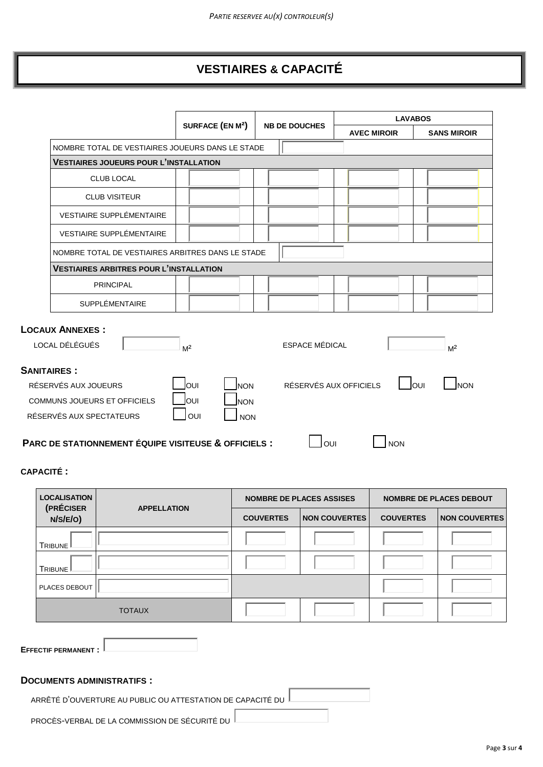*PARTIE RESERVEE AU(X) CONTROLEUR(S)*

# VESTIAIRES & CAPACITÉ

| | SURFACE (EN M²) | NB DE DOUCHES | LAVABOS | |
|---|---|---|---|---|
| | | | AVEC MIROIR | SANS MIROIR |
| NOMBRE TOTAL DE VESTIAIRES JOUEURS DANS LE STADE | | | | |
| **VESTIAIRES JOUEURS POUR L'INSTALLATION** | | | | |
| CLUB LOCAL | | | | |
| CLUB VISITEUR | | | | |
| VESTIAIRE SUPPLÉMENTAIRE | | | | |
| VESTIAIRE SUPPLÉMENTAIRE | | | | |
| NOMBRE TOTAL DE VESTIAIRES ARBITRES DANS LE STADE | | | | |
| **VESTIAIRES ARBITRES POUR L'INSTALLATION** | | | | |
| PRINCIPAL | | | | |
| SUPPLÉMENTAIRE | | | | |

**LOCAUX ANNEXES :**

LOCAL DÉLÉGUÉS ______ M²  ESPACE MÉDICAL ______ M²

**SANITAIRES :**

RÉSERVÉS AUX JOUEURS ☐ OUI ☐ NON  RÉSERVÉS AUX OFFICIELS ☐ OUI ☐ NON

COMMUNS JOUEURS ET OFFICIELS ☐ OUI ☐ NON

RÉSERVÉS AUX SPECTATEURS ☐ OUI ☐ NON

**PARC DE STATIONNEMENT ÉQUIPE VISITEUSE & OFFICIELS :** ☐ OUI ☐ NON

**CAPACITÉ :**

| LOCALISATION (PRÉCISER N/S/E/O) | APPELLATION | NOMBRE DE PLACES ASSISES | | NOMBRE DE PLACES DEBOUT | |
|---|---|---|---|---|---|
| | | COUVERTES | NON COUVERTES | COUVERTES | NON COUVERTES |
| TRIBUNE | | | | | |
| TRIBUNE | | | | | |
| PLACES DEBOUT | | | | | |
| TOTAUX | | | | | |

**EFFECTIF PERMANENT :** ______

**DOCUMENTS ADMINISTRATIFS :**

ARRÊTÉ D'OUVERTURE AU PUBLIC OU ATTESTATION DE CAPACITÉ DU ______

PROCÈS-VERBAL DE LA COMMISSION DE SÉCURITÉ DU ______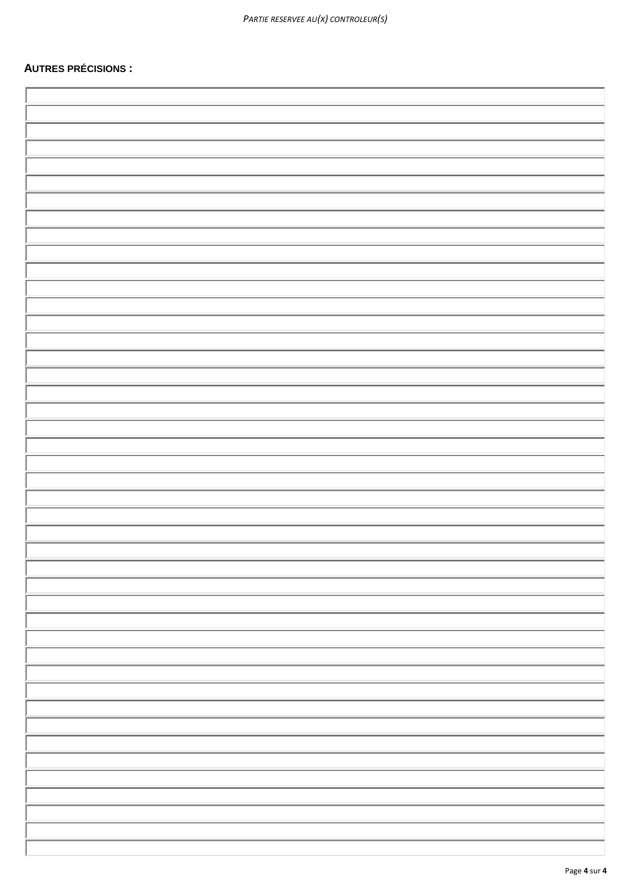*PARTIE RESERVEE AU(X) CONTROLEUR(S)*

## AUTRES PRÉCISIONS :